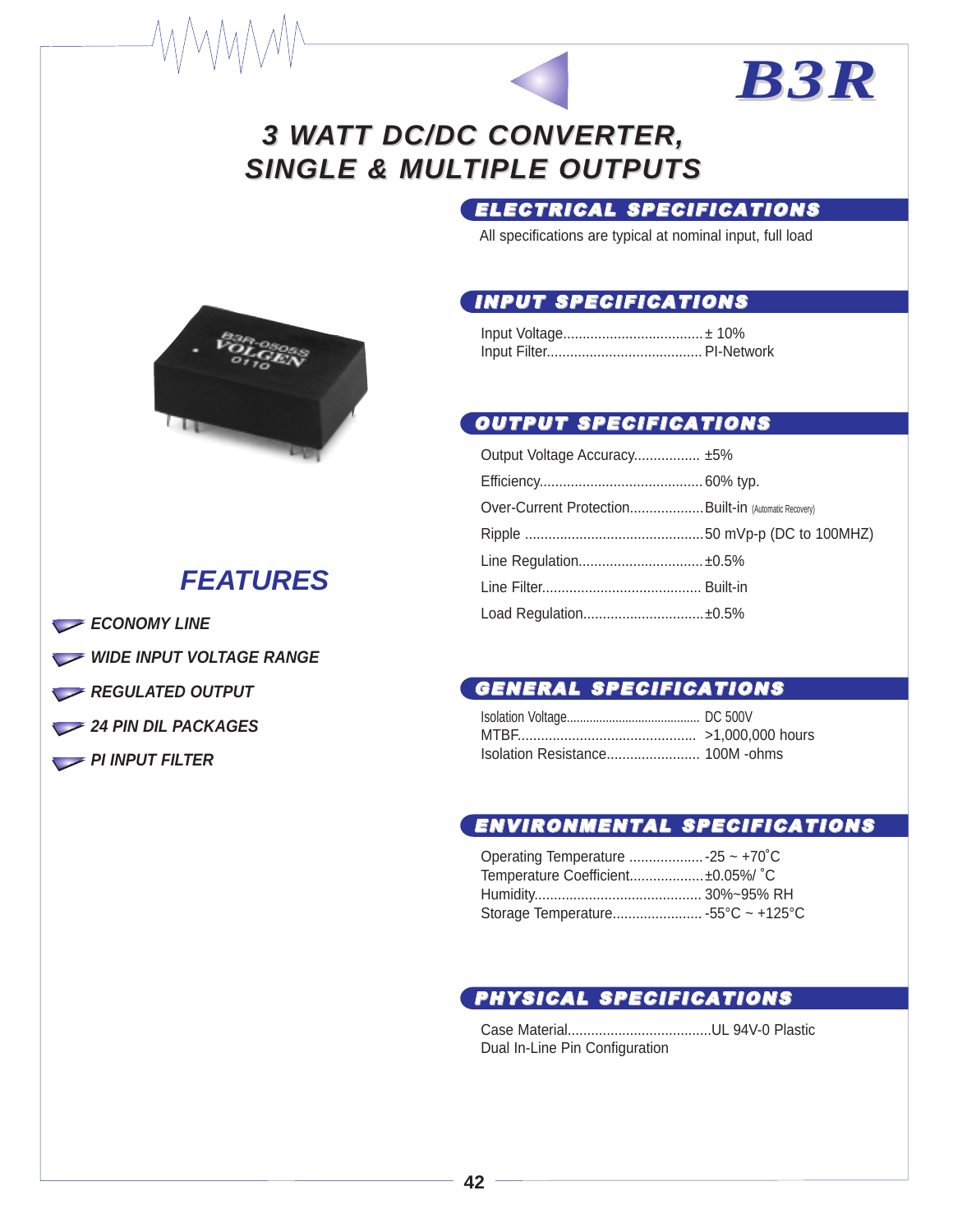# B3R

# 3 WATT DC/DC CONVERTER, SINGLE & MULTIPLE OUTPUTS

## FEATURES

- ECONOMY LINE
- WIDE INPUT VOLTAGE RANGE
- REGULATED OUTPUT
- 24 PIN DIL PACKAGES
- PI INPUT FILTER

## ELECTRICAL SPECIFICATIONS

All specifications are typical at nominal input, full load

## INPUT SPECIFICATIONS

Input Voltage.................................... ± 10%
Input Filter........................................ PI-Network

## OUTPUT SPECIFICATIONS

Output Voltage Accuracy................. ±5%
Efficiency.......................................... 60% typ.
Over-Current Protection.................. Built-in (Automatic Recovery)
Ripple .............................................. 50 mVp-p (DC to 100MHZ)
Line Regulation................................ ±0.5%
Line Filter......................................... Built-in
Load Regulation............................... ±0.5%

## GENERAL SPECIFICATIONS

Isolation Voltage.......................................... DC 500V
MTBF............................................. >1,000,000 hours
Isolation Resistance........................ 100M -ohms

## ENVIRONMENTAL SPECIFICATIONS

Operating Temperature ................... -25 ~ +70˚C
Temperature Coefficient................... ±0.05%/ ˚C
Humidity........................................... 30%~95% RH
Storage Temperature....................... -55°C ~ +125°C

## PHYSICAL SPECIFICATIONS

Case Material.....................................UL 94V-0 Plastic
Dual In-Line Pin Configuration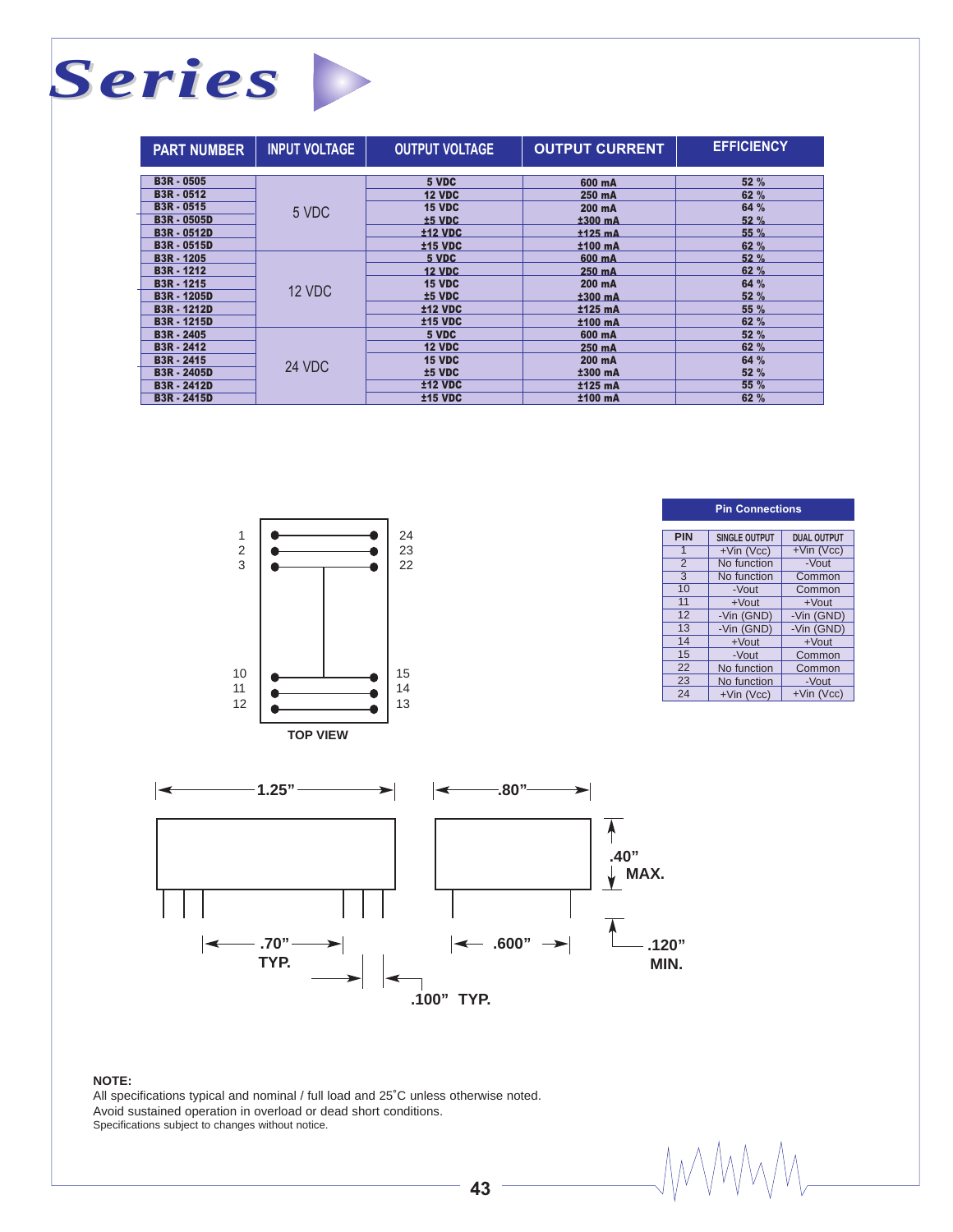# Series

| PART NUMBER | INPUT VOLTAGE | OUTPUT VOLTAGE | OUTPUT CURRENT | EFFICIENCY |
|---|---|---|---|---|
| B3R - 0505 | 5 VDC | 5 VDC | 600 mA | 52 % |
| B3R - 0512 | | 12 VDC | 250 mA | 62 % |
| B3R - 0515 | | 15 VDC | 200 mA | 64 % |
| B3R - 0505D | | ±5 VDC | ±300 mA | 52 % |
| B3R - 0512D | | ±12 VDC | ±125 mA | 55 % |
| B3R - 0515D | | ±15 VDC | ±100 mA | 62 % |
| B3R - 1205 | 12 VDC | 5 VDC | 600 mA | 52 % |
| B3R - 1212 | | 12 VDC | 250 mA | 62 % |
| B3R - 1215 | | 15 VDC | 200 mA | 64 % |
| B3R - 1205D | | ±5 VDC | ±300 mA | 52 % |
| B3R - 1212D | | ±12 VDC | ±125 mA | 55 % |
| B3R - 1215D | | ±15 VDC | ±100 mA | 62 % |
| B3R - 2405 | 24 VDC | 5 VDC | 600 mA | 52 % |
| B3R - 2412 | | 12 VDC | 250 mA | 62 % |
| B3R - 2415 | | 15 VDC | 200 mA | 64 % |
| B3R - 2405D | | ±5 VDC | ±300 mA | 52 % |
| B3R - 2412D | | ±12 VDC | ±125 mA | 55 % |
| B3R - 2415D | | ±15 VDC | ±100 mA | 62 % |

1
2
3
10
11
12
24
23
22
15
14
13

TOP VIEW

**Pin Connections**

| PIN | SINGLE OUTPUT | DUAL OUTPUT |
|---|---|---|
| 1 | +Vin (Vcc) | +Vin (Vcc) |
| 2 | No function | -Vout |
| 3 | No function | Common |
| 10 | -Vout | Common |
| 11 | +Vout | +Vout |
| 12 | -Vin (GND) | -Vin (GND) |
| 13 | -Vin (GND) | -Vin (GND) |
| 14 | +Vout | +Vout |
| 15 | -Vout | Common |
| 22 | No function | Common |
| 23 | No function | -Vout |
| 24 | +Vin (Vcc) | +Vin (Vcc) |

1.25”
.80”
.40” MAX.
.70” TYP.
.600”
.120” MIN.
.100” TYP.

**NOTE:**
All specifications typical and nominal / full load and 25˚C unless otherwise noted.
Avoid sustained operation in overload or dead short conditions.
Specifications subject to changes without notice.